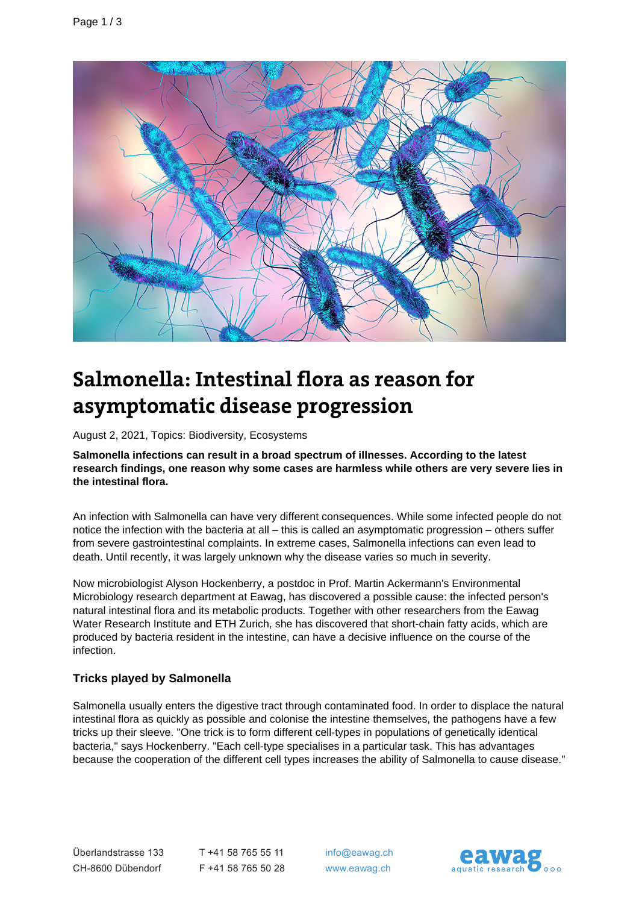# Salmonella: Intestinal flora as reason for asymptomatic disease progression

August 2, 2021, Topics: Biodiversity, Ecosystems

**Salmonella infections can result in a broad spectrum of illnesses. According to the latest research findings, one reason why some cases are harmless while others are very severe lies in the intestinal flora.**

An infection with Salmonella can have very different consequences. While some infected people do not notice the infection with the bacteria at all – this is called an asymptomatic progression – others suffer from severe gastrointestinal complaints. In extreme cases, Salmonella infections can even lead to death. Until recently, it was largely unknown why the disease varies so much in severity.

Now microbiologist Alyson Hockenberry, a postdoc in Prof. Martin Ackermann's Environmental Microbiology research department at Eawag, has discovered a possible cause: the infected person's natural intestinal flora and its metabolic products. Together with other researchers from the Eawag Water Research Institute and ETH Zurich, she has discovered that short-chain fatty acids, which are produced by bacteria resident in the intestine, can have a decisive influence on the course of the infection.

### Tricks played by Salmonella

Salmonella usually enters the digestive tract through contaminated food. In order to displace the natural intestinal flora as quickly as possible and colonise the intestine themselves, the pathogens have a few tricks up their sleeve. "One trick is to form different cell-types in populations of genetically identical bacteria," says Hockenberry. "Each cell-type specialises in a particular task. This has advantages because the cooperation of the different cell types increases the ability of Salmonella to cause disease."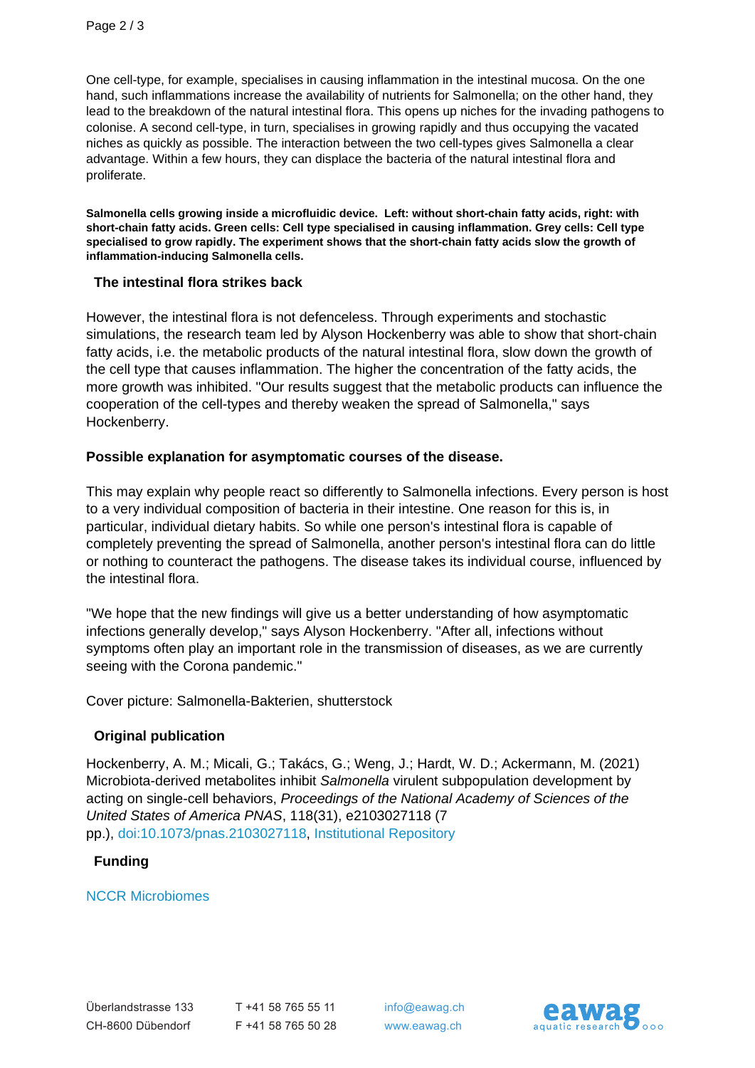One cell-type, for example, specialises in causing inflammation in the intestinal mucosa. On the one hand, such inflammations increase the availability of nutrients for Salmonella; on the other hand, they lead to the breakdown of the natural intestinal flora. This opens up niches for the invading pathogens to colonise. A second cell-type, in turn, specialises in growing rapidly and thus occupying the vacated niches as quickly as possible. The interaction between the two cell-types gives Salmonella a clear advantage. Within a few hours, they can displace the bacteria of the natural intestinal flora and proliferate.

**Salmonella cells growing inside a microfluidic device. Left: without short-chain fatty acids, right: with short-chain fatty acids. Green cells: Cell type specialised in causing inflammation. Grey cells: Cell type specialised to grow rapidly. The experiment shows that the short-chain fatty acids slow the growth of inflammation-inducing Salmonella cells.**

## The intestinal flora strikes back

However, the intestinal flora is not defenceless. Through experiments and stochastic simulations, the research team led by Alyson Hockenberry was able to show that short-chain fatty acids, i.e. the metabolic products of the natural intestinal flora, slow down the growth of the cell type that causes inflammation. The higher the concentration of the fatty acids, the more growth was inhibited. "Our results suggest that the metabolic products can influence the cooperation of the cell-types and thereby weaken the spread of Salmonella," says Hockenberry.

## Possible explanation for asymptomatic courses of the disease.

This may explain why people react so differently to Salmonella infections. Every person is host to a very individual composition of bacteria in their intestine. One reason for this is, in particular, individual dietary habits. So while one person's intestinal flora is capable of completely preventing the spread of Salmonella, another person's intestinal flora can do little or nothing to counteract the pathogens. The disease takes its individual course, influenced by the intestinal flora.

"We hope that the new findings will give us a better understanding of how asymptomatic infections generally develop," says Alyson Hockenberry. "After all, infections without symptoms often play an important role in the transmission of diseases, as we are currently seeing with the Corona pandemic."

Cover picture: Salmonella-Bakterien, shutterstock

## Original publication

Hockenberry, A. M.; Micali, G.; Takács, G.; Weng, J.; Hardt, W. D.; Ackermann, M. (2021) Microbiota-derived metabolites inhibit *Salmonella* virulent subpopulation development by acting on single-cell behaviors, *Proceedings of the National Academy of Sciences of the United States of America PNAS*, 118(31), e2103027118 (7 pp.), doi:10.1073/pnas.2103027118, Institutional Repository

## Funding

NCCR Microbiomes

Überlandstrasse 133
CH-8600 Dübendorf

T +41 58 765 55 11
F +41 58 765 50 28

info@eawag.ch
www.eawag.ch

eawag aquatic research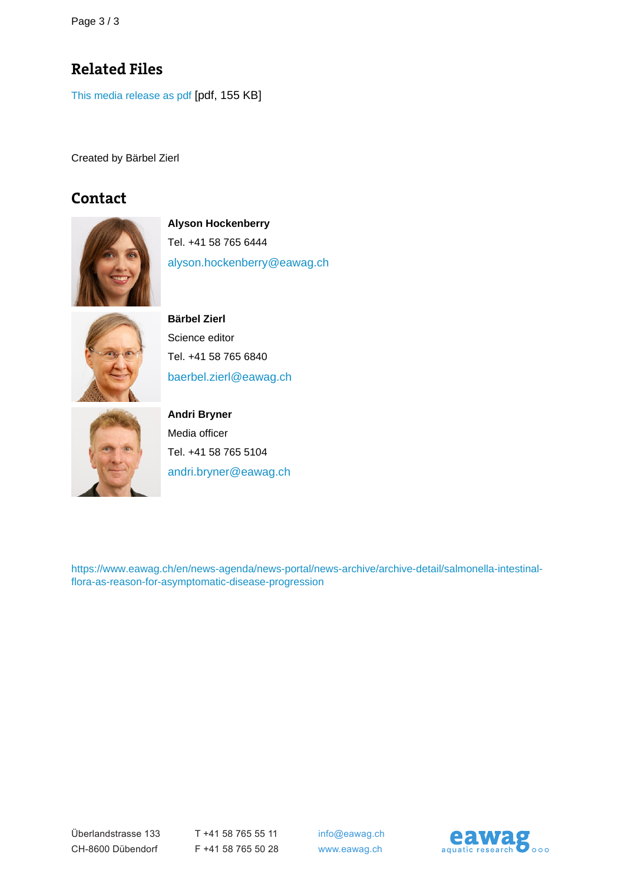## Related Files

This media release as pdf [pdf, 155 KB]

Created by Bärbel Zierl

## Contact

**Alyson Hockenberry**
Tel. +41 58 765 6444
alyson.hockenberry@eawag.ch

**Bärbel Zierl**
Science editor
Tel. +41 58 765 6840
baerbel.zierl@eawag.ch

**Andri Bryner**
Media officer
Tel. +41 58 765 5104
andri.bryner@eawag.ch

https://www.eawag.ch/en/news-agenda/news-portal/news-archive/archive-detail/salmonella-intestinal-flora-as-reason-for-asymptomatic-disease-progression